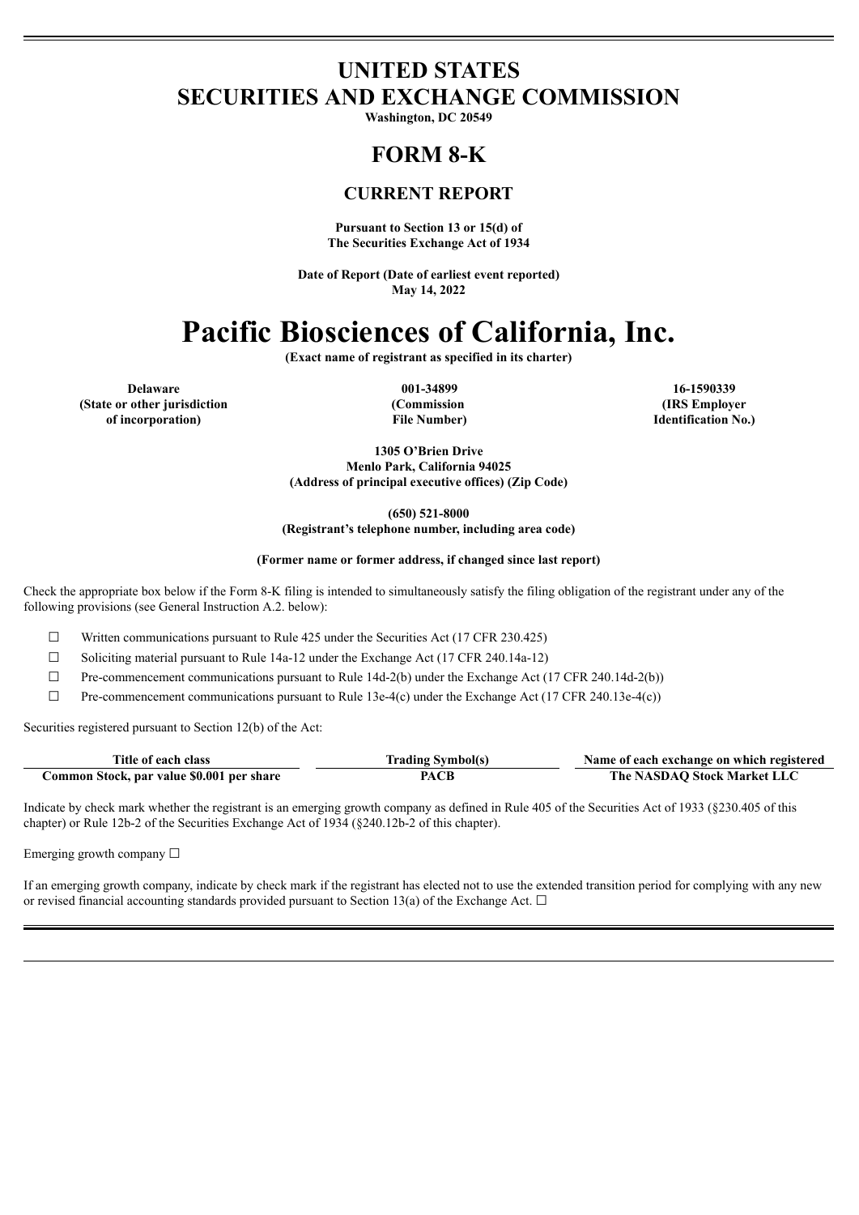# UNITED STATES
# SECURITIES AND EXCHANGE COMMISSION

**Washington, DC 20549**

# FORM 8-K

## CURRENT REPORT

**Pursuant to Section 13 or 15(d) of**
**The Securities Exchange Act of 1934**

**Date of Report (Date of earliest event reported)**
**May 14, 2022**

# Pacific Biosciences of California, Inc.

**(Exact name of registrant as specified in its charter)**

| Delaware | 001-34899 | 16-1590339 |
|---|---|---|
| (State or other jurisdiction of incorporation) | (Commission File Number) | (IRS Employer Identification No.) |

**1305 O'Brien Drive**
**Menlo Park, California 94025**
**(Address of principal executive offices) (Zip Code)**

**(650) 521-8000**
**(Registrant's telephone number, including area code)**

**(Former name or former address, if changed since last report)**

Check the appropriate box below if the Form 8-K filing is intended to simultaneously satisfy the filing obligation of the registrant under any of the following provisions (see General Instruction A.2. below):

☐ Written communications pursuant to Rule 425 under the Securities Act (17 CFR 230.425)

☐ Soliciting material pursuant to Rule 14a-12 under the Exchange Act (17 CFR 240.14a-12)

☐ Pre-commencement communications pursuant to Rule 14d-2(b) under the Exchange Act (17 CFR 240.14d-2(b))

☐ Pre-commencement communications pursuant to Rule 13e-4(c) under the Exchange Act (17 CFR 240.13e-4(c))

Securities registered pursuant to Section 12(b) of the Act:

| Title of each class | Trading Symbol(s) | Name of each exchange on which registered |
|---|---|---|
| **Common Stock, par value $0.001 per share** | **PACB** | **The NASDAQ Stock Market LLC** |

Indicate by check mark whether the registrant is an emerging growth company as defined in Rule 405 of the Securities Act of 1933 (§230.405 of this chapter) or Rule 12b-2 of the Securities Exchange Act of 1934 (§240.12b-2 of this chapter).

Emerging growth company ☐

If an emerging growth company, indicate by check mark if the registrant has elected not to use the extended transition period for complying with any new or revised financial accounting standards provided pursuant to Section 13(a) of the Exchange Act. ☐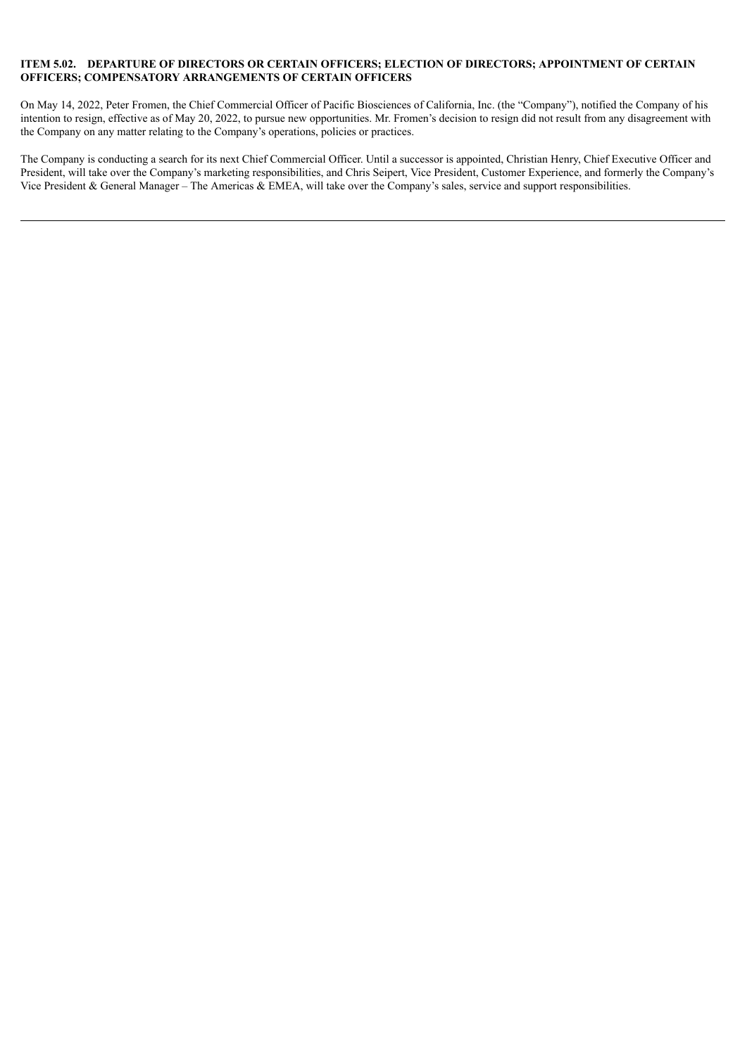## ITEM 5.02. DEPARTURE OF DIRECTORS OR CERTAIN OFFICERS; ELECTION OF DIRECTORS; APPOINTMENT OF CERTAIN OFFICERS; COMPENSATORY ARRANGEMENTS OF CERTAIN OFFICERS

On May 14, 2022, Peter Fromen, the Chief Commercial Officer of Pacific Biosciences of California, Inc. (the "Company"), notified the Company of his intention to resign, effective as of May 20, 2022, to pursue new opportunities. Mr. Fromen's decision to resign did not result from any disagreement with the Company on any matter relating to the Company's operations, policies or practices.

The Company is conducting a search for its next Chief Commercial Officer. Until a successor is appointed, Christian Henry, Chief Executive Officer and President, will take over the Company's marketing responsibilities, and Chris Seipert, Vice President, Customer Experience, and formerly the Company's Vice President & General Manager – The Americas & EMEA, will take over the Company's sales, service and support responsibilities.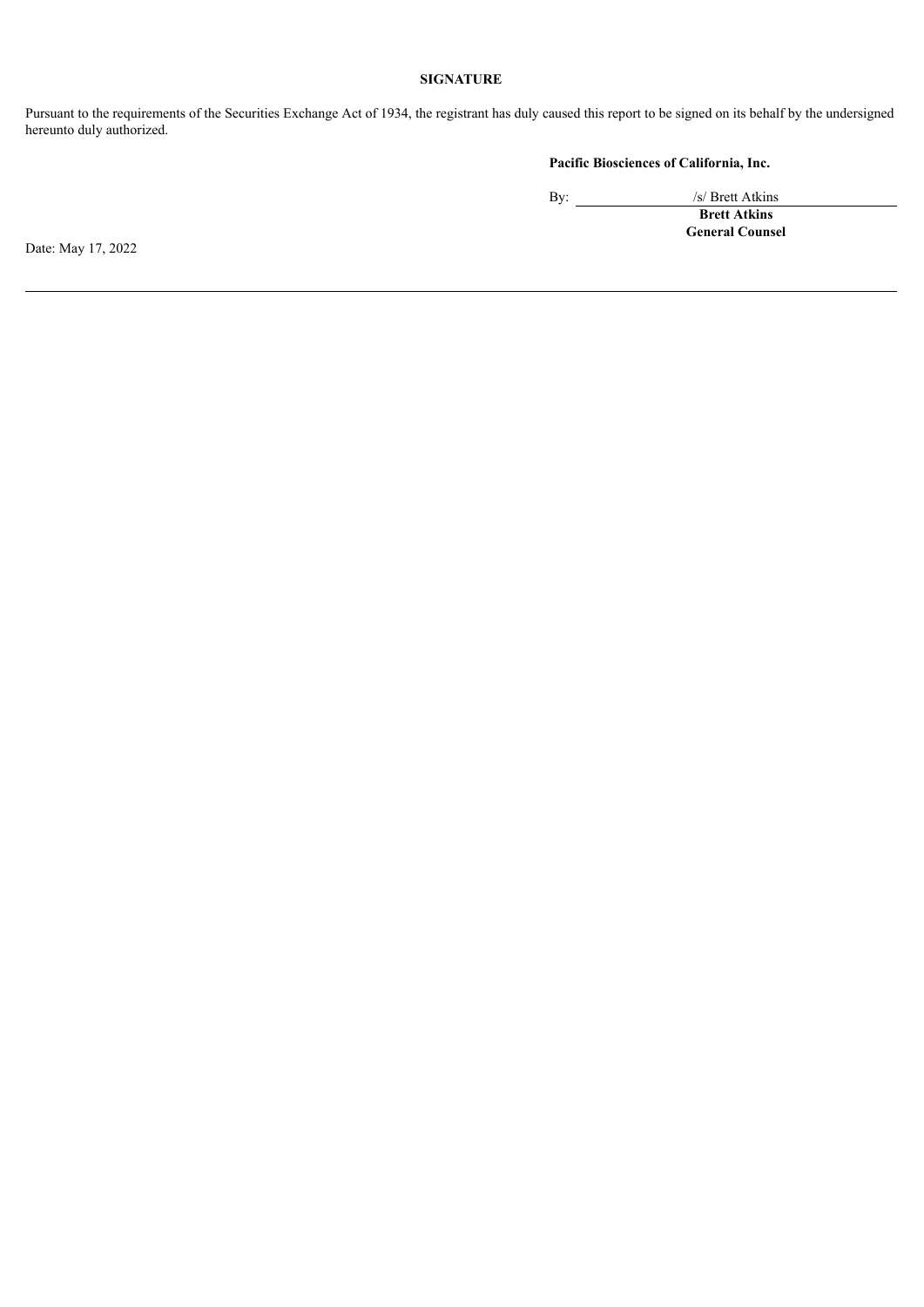**SIGNATURE**

Pursuant to the requirements of the Securities Exchange Act of 1934, the registrant has duly caused this report to be signed on its behalf by the undersigned hereunto duly authorized.

**Pacific Biosciences of California, Inc.**

By: /s/ Brett Atkins

**Brett Atkins**

**General Counsel**

Date: May 17, 2022